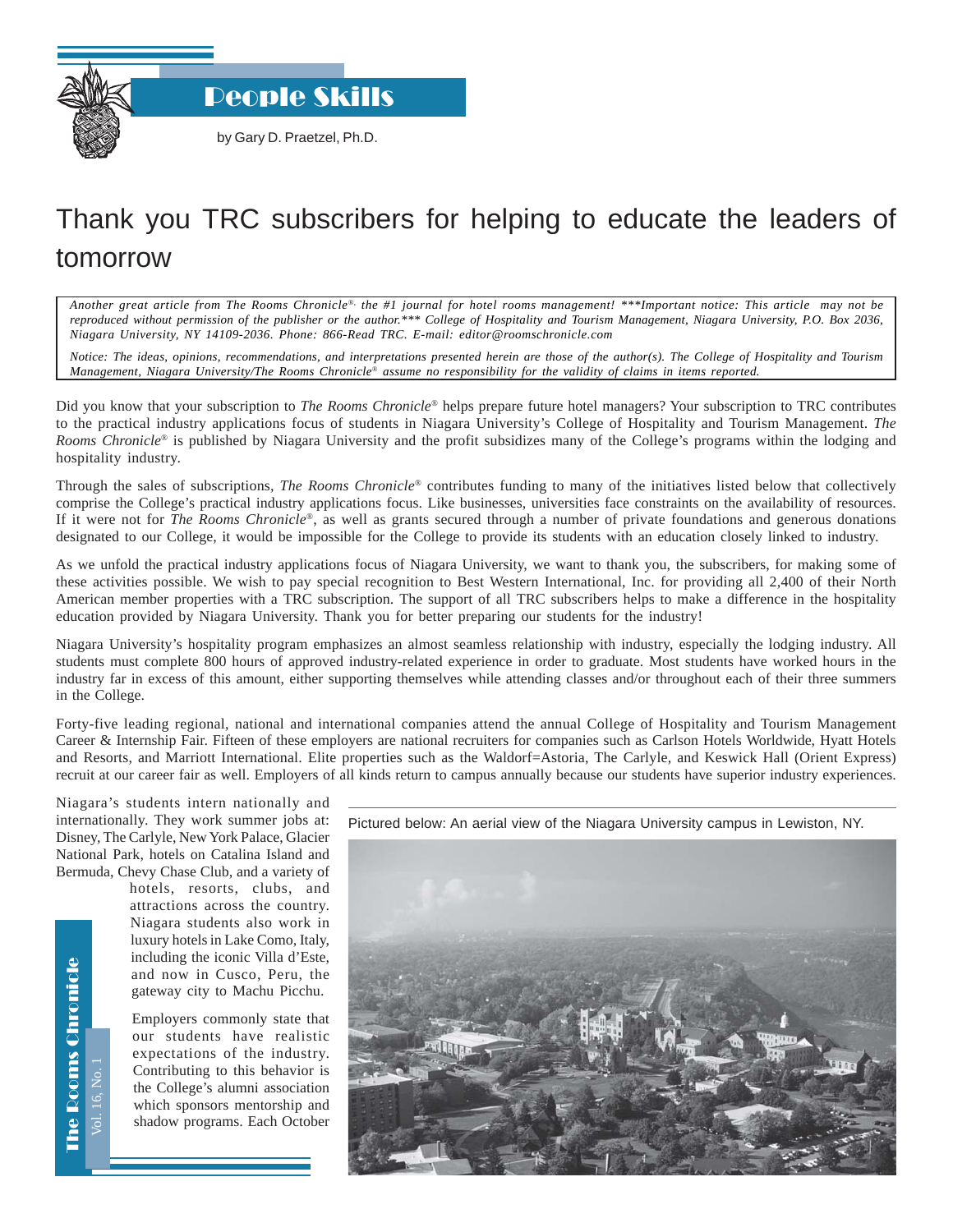# People Skills

by Gary D. Praetzel, Ph.D.

## Thank you TRC subscribers for helping to educate the leaders of tomorrow

*Another great article from The Rooms Chronicle®, the #1 journal for hotel rooms management! ***Important notice: This article may not be reproduced without permission of the publisher or the author.*** College of Hospitality and Tourism Management, Niagara University, P.O. Box 2036, Niagara University, NY 14109-2036. Phone: 866-Read TRC. E-mail: editor@roomschronicle.com*

*Notice: The ideas, opinions, recommendations, and interpretations presented herein are those of the author(s). The College of Hospitality and Tourism Management, Niagara University/The Rooms Chronicle® assume no responsibility for the validity of claims in items reported.*

Did you know that your subscription to *The Rooms Chronicle®* helps prepare future hotel managers? Your subscription to TRC contributes to the practical industry applications focus of students in Niagara University's College of Hospitality and Tourism Management. *The Rooms Chronicle®* is published by Niagara University and the profit subsidizes many of the College's programs within the lodging and hospitality industry.

Through the sales of subscriptions, *The Rooms Chronicle®* contributes funding to many of the initiatives listed below that collectively comprise the College's practical industry applications focus. Like businesses, universities face constraints on the availability of resources. If it were not for *The Rooms Chronicle®*, as well as grants secured through a number of private foundations and generous donations designated to our College, it would be impossible for the College to provide its students with an education closely linked to industry.

As we unfold the practical industry applications focus of Niagara University, we want to thank you, the subscribers, for making some of these activities possible. We wish to pay special recognition to Best Western International, Inc. for providing all 2,400 of their North American member properties with a TRC subscription. The support of all TRC subscribers helps to make a difference in the hospitality education provided by Niagara University. Thank you for better preparing our students for the industry!

Niagara University's hospitality program emphasizes an almost seamless relationship with industry, especially the lodging industry. All students must complete 800 hours of approved industry-related experience in order to graduate. Most students have worked hours in the industry far in excess of this amount, either supporting themselves while attending classes and/or throughout each of their three summers in the College.

Forty-five leading regional, national and international companies attend the annual College of Hospitality and Tourism Management Career & Internship Fair. Fifteen of these employers are national recruiters for companies such as Carlson Hotels Worldwide, Hyatt Hotels and Resorts, and Marriott International. Elite properties such as the Waldorf=Astoria, The Carlyle, and Keswick Hall (Orient Express) recruit at our career fair as well. Employers of all kinds return to campus annually because our students have superior industry experiences.

Niagara's students intern nationally and internationally. They work summer jobs at: Disney, The Carlyle, New York Palace, Glacier National Park, hotels on Catalina Island and Bermuda, Chevy Chase Club, and a variety of hotels, resorts, clubs, and attractions across the country. Niagara students also work in luxury hotels in Lake Como, Italy, including the iconic Villa d'Este, and now in Cusco, Peru, the gateway city to Machu Picchu.

Employers commonly state that our students have realistic expectations of the industry. Contributing to this behavior is the College's alumni association which sponsors mentorship and shadow programs. Each October

Pictured below: An aerial view of the Niagara University campus in Lewiston, NY.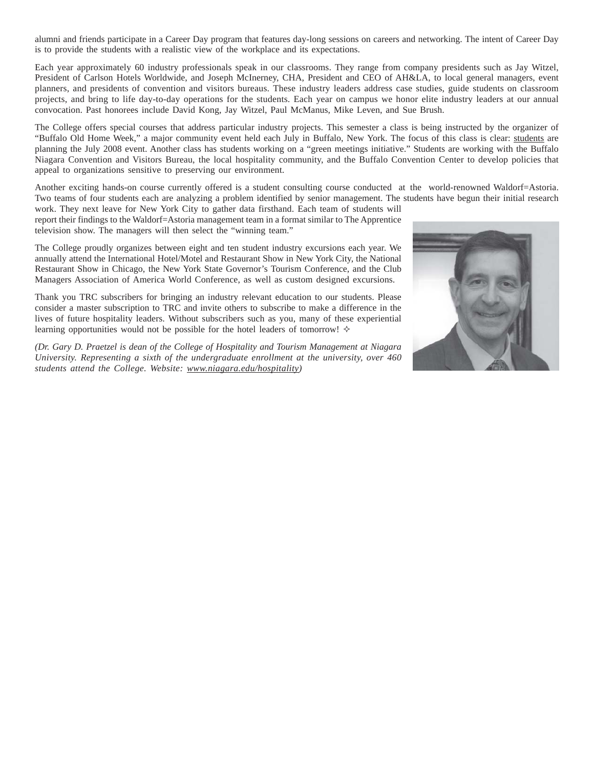alumni and friends participate in a Career Day program that features day-long sessions on careers and networking. The intent of Career Day is to provide the students with a realistic view of the workplace and its expectations.

Each year approximately 60 industry professionals speak in our classrooms. They range from company presidents such as Jay Witzel, President of Carlson Hotels Worldwide, and Joseph McInerney, CHA, President and CEO of AH&LA, to local general managers, event planners, and presidents of convention and visitors bureaus. These industry leaders address case studies, guide students on classroom projects, and bring to life day-to-day operations for the students. Each year on campus we honor elite industry leaders at our annual convocation. Past honorees include David Kong, Jay Witzel, Paul McManus, Mike Leven, and Sue Brush.

The College offers special courses that address particular industry projects. This semester a class is being instructed by the organizer of "Buffalo Old Home Week," a major community event held each July in Buffalo, New York. The focus of this class is clear: students are planning the July 2008 event. Another class has students working on a "green meetings initiative." Students are working with the Buffalo Niagara Convention and Visitors Bureau, the local hospitality community, and the Buffalo Convention Center to develop policies that appeal to organizations sensitive to preserving our environment.

Another exciting hands-on course currently offered is a student consulting course conducted at the world-renowned Waldorf=Astoria. Two teams of four students each are analyzing a problem identified by senior management. The students have begun their initial research work. They next leave for New York City to gather data firsthand. Each team of students will report their findings to the Waldorf=Astoria management team in a format similar to The Apprentice television show. The managers will then select the "winning team."

The College proudly organizes between eight and ten student industry excursions each year. We annually attend the International Hotel/Motel and Restaurant Show in New York City, the National Restaurant Show in Chicago, the New York State Governor's Tourism Conference, and the Club Managers Association of America World Conference, as well as custom designed excursions.

Thank you TRC subscribers for bringing an industry relevant education to our students. Please consider a master subscription to TRC and invite others to subscribe to make a difference in the lives of future hospitality leaders. Without subscribers such as you, many of these experiential learning opportunities would not be possible for the hotel leaders of tomorrow! ✧

*(Dr. Gary D. Praetzel is dean of the College of Hospitality and Tourism Management at Niagara University. Representing a sixth of the undergraduate enrollment at the university, over 460 students attend the College. Website: www.niagara.edu/hospitality)*